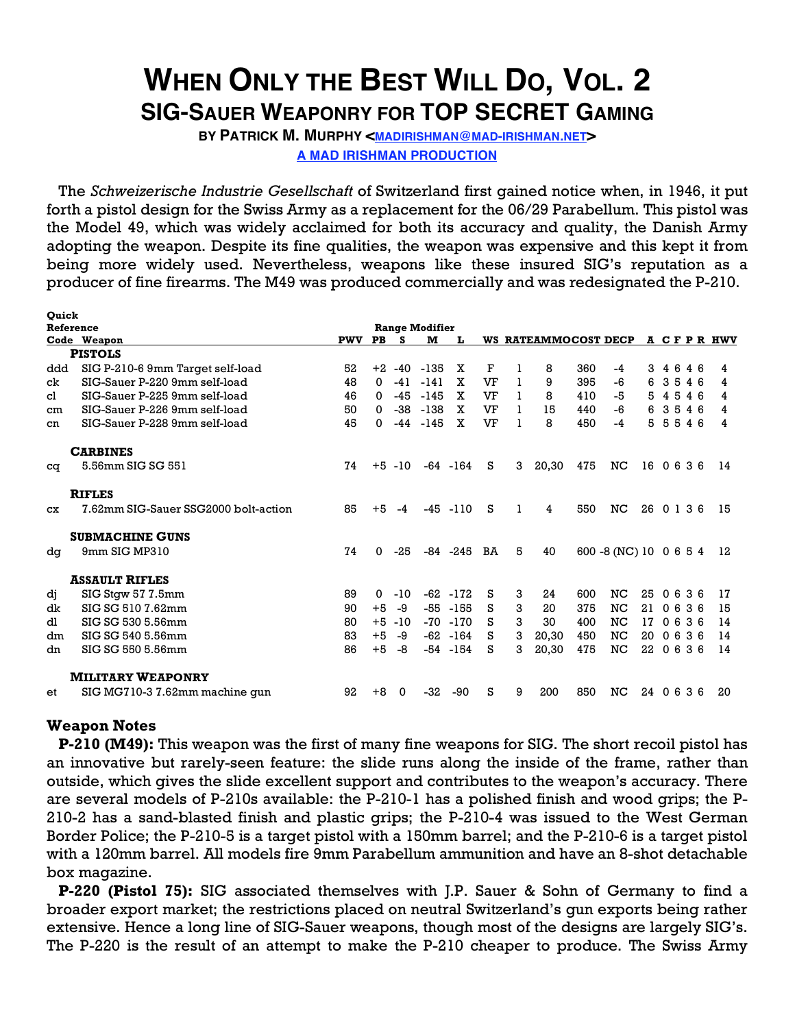# When Only the Best Will Do, Vol. 2

## SIG-Sauer Weaponry for TOP SECRET Gaming

**by Patrick M. Murphy <madirishman@mad-irishman.net>**

**A Mad Irishman Production**

The *Schweizerische Industrie Gesellschaft* of Switzerland first gained notice when, in 1946, it put forth a pistol design for the Swiss Army as a replacement for the 06/29 Parabellum. This pistol was the Model 49, which was widely acclaimed for both its accuracy and quality, the Danish Army adopting the weapon. Despite its fine qualities, the weapon was expensive and this kept it from being more widely used. Nevertheless, weapons like these insured SIG's reputation as a producer of fine firearms. The M49 was produced commercially and was redesignated the P-210.

| Quick Reference Code | Weapon | PWV | Range Modifier PB | S | M | L | WS | RATE | AMMO | COST | DECP | A | C | F | P | R | HWV |
|---|---|---|---|---|---|---|---|---|---|---|---|---|---|---|---|---|---|
| | **PISTOLS** | | | | | | | | | | | | | | | | |
| ddd | SIG P-210-6 9mm Target self-load | 52 | +2 | -40 | -135 | X | F | 1 | 8 | 360 | -4 | 3 | 4 | 6 | 4 | 6 | 4 |
| ck | SIG-Sauer P-220 9mm self-load | 48 | 0 | -41 | -141 | X | VF | 1 | 9 | 395 | -6 | 6 | 3 | 5 | 4 | 6 | 4 |
| cl | SIG-Sauer P-225 9mm self-load | 46 | 0 | -45 | -145 | X | VF | 1 | 8 | 410 | -5 | 5 | 4 | 5 | 4 | 6 | 4 |
| cm | SIG-Sauer P-226 9mm self-load | 50 | 0 | -38 | -138 | X | VF | 1 | 15 | 440 | -6 | 6 | 3 | 5 | 4 | 6 | 4 |
| cn | SIG-Sauer P-228 9mm self-load | 45 | 0 | -44 | -145 | X | VF | 1 | 8 | 450 | -4 | 5 | 5 | 5 | 4 | 6 | 4 |
| | **CARBINES** | | | | | | | | | | | | | | | | |
| cq | 5.56mm SIG SG 551 | 74 | +5 | -10 | -64 | -164 | S | 3 | 20,30 | 475 | NC | 16 | 0 | 6 | 3 | 6 | 14 |
| | **RIFLES** | | | | | | | | | | | | | | | | |
| cx | 7.62mm SIG-Sauer SSG2000 bolt-action | 85 | +5 | -4 | -45 | -110 | S | 1 | 4 | 550 | NC | 26 | 0 | 1 | 3 | 6 | 15 |
| | **SUBMACHINE GUNS** | | | | | | | | | | | | | | | | |
| dg | 9mm SIG MP310 | 74 | 0 | -25 | -84 | -245 | BA | 5 | 40 | 600 | -8 (NC) | 10 | 0 | 6 | 5 | 4 | 12 |
| | **ASSAULT RIFLES** | | | | | | | | | | | | | | | | |
| dj | SIG Stgw 57 7.5mm | 89 | 0 | -10 | -62 | -172 | S | 3 | 24 | 600 | NC | 25 | 0 | 6 | 3 | 6 | 17 |
| dk | SIG SG 510 7.62mm | 90 | +5 | -9 | -55 | -155 | S | 3 | 20 | 375 | NC | 21 | 0 | 6 | 3 | 6 | 15 |
| dl | SIG SG 530 5.56mm | 80 | +5 | -10 | -70 | -170 | S | 3 | 30 | 400 | NC | 17 | 0 | 6 | 3 | 6 | 14 |
| dm | SIG SG 540 5.56mm | 83 | +5 | -9 | -62 | -164 | S | 3 | 20,30 | 450 | NC | 20 | 0 | 6 | 3 | 6 | 14 |
| dn | SIG SG 550 5.56mm | 86 | +5 | -8 | -54 | -154 | S | 3 | 20,30 | 475 | NC | 22 | 0 | 6 | 3 | 6 | 14 |
| | **MILITARY WEAPONRY** | | | | | | | | | | | | | | | | |
| et | SIG MG710-3 7.62mm machine gun | 92 | +8 | 0 | -32 | -90 | S | 9 | 200 | 850 | NC | 24 | 0 | 6 | 3 | 6 | 20 |

### Weapon Notes

**P-210 (M49):** This weapon was the first of many fine weapons for SIG. The short recoil pistol has an innovative but rarely-seen feature: the slide runs along the inside of the frame, rather than outside, which gives the slide excellent support and contributes to the weapon's accuracy. There are several models of P-210s available: the P-210-1 has a polished finish and wood grips; the P-210-2 has a sand-blasted finish and plastic grips; the P-210-4 was issued to the West German Border Police; the P-210-5 is a target pistol with a 150mm barrel; and the P-210-6 is a target pistol with a 120mm barrel. All models fire 9mm Parabellum ammunition and have an 8-shot detachable box magazine.

**P-220 (Pistol 75):** SIG associated themselves with J.P. Sauer & Sohn of Germany to find a broader export market; the restrictions placed on neutral Switzerland's gun exports being rather extensive. Hence a long line of SIG-Sauer weapons, though most of the designs are largely SIG's. The P-220 is the result of an attempt to make the P-210 cheaper to produce. The Swiss Army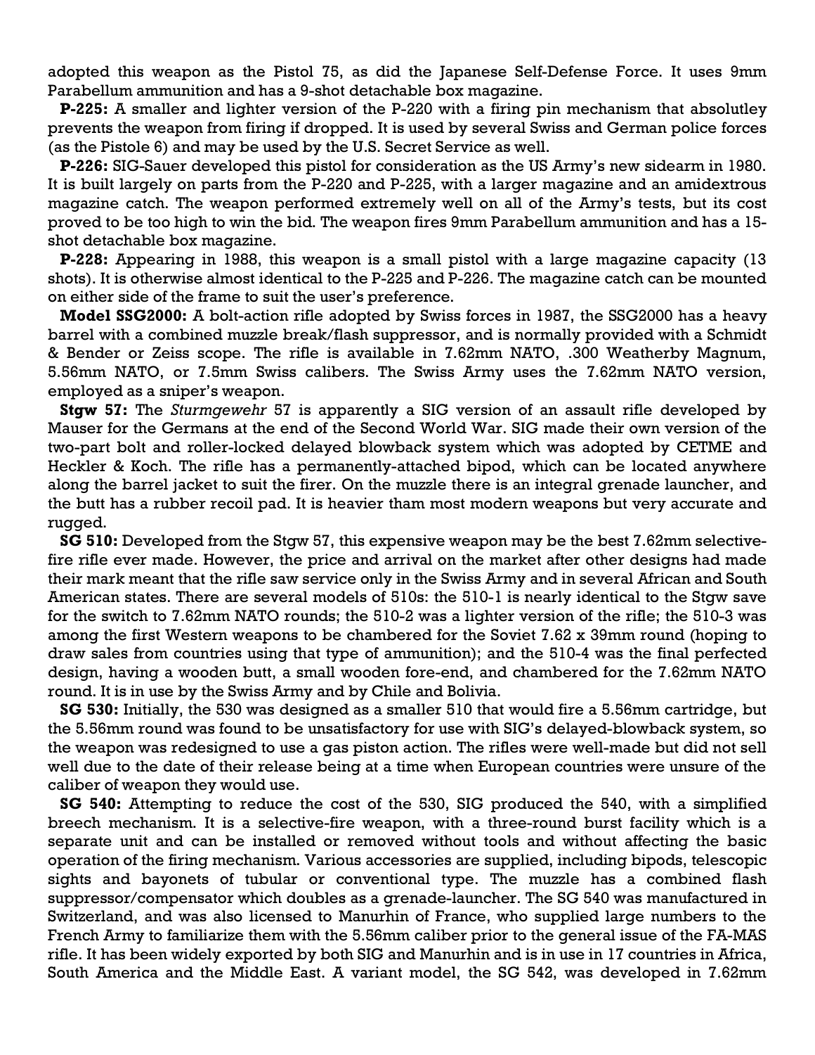adopted this weapon as the Pistol 75, as did the Japanese Self-Defense Force. It uses 9mm Parabellum ammunition and has a 9-shot detachable box magazine.

**P-225:** A smaller and lighter version of the P-220 with a firing pin mechanism that absolutley prevents the weapon from firing if dropped. It is used by several Swiss and German police forces (as the Pistole 6) and may be used by the U.S. Secret Service as well.

**P-226:** SIG-Sauer developed this pistol for consideration as the US Army's new sidearm in 1980. It is built largely on parts from the P-220 and P-225, with a larger magazine and an amidextrous magazine catch. The weapon performed extremely well on all of the Army's tests, but its cost proved to be too high to win the bid. The weapon fires 9mm Parabellum ammunition and has a 15-shot detachable box magazine.

**P-228:** Appearing in 1988, this weapon is a small pistol with a large magazine capacity (13 shots). It is otherwise almost identical to the P-225 and P-226. The magazine catch can be mounted on either side of the frame to suit the user's preference.

**Model SSG2000:** A bolt-action rifle adopted by Swiss forces in 1987, the SSG2000 has a heavy barrel with a combined muzzle break/flash suppressor, and is normally provided with a Schmidt & Bender or Zeiss scope. The rifle is available in 7.62mm NATO, .300 Weatherby Magnum, 5.56mm NATO, or 7.5mm Swiss calibers. The Swiss Army uses the 7.62mm NATO version, employed as a sniper's weapon.

**Stgw 57:** The *Sturmgewehr* 57 is apparently a SIG version of an assault rifle developed by Mauser for the Germans at the end of the Second World War. SIG made their own version of the two-part bolt and roller-locked delayed blowback system which was adopted by CETME and Heckler & Koch. The rifle has a permanently-attached bipod, which can be located anywhere along the barrel jacket to suit the firer. On the muzzle there is an integral grenade launcher, and the butt has a rubber recoil pad. It is heavier tham most modern weapons but very accurate and rugged.

**SG 510:** Developed from the Stgw 57, this expensive weapon may be the best 7.62mm selective-fire rifle ever made. However, the price and arrival on the market after other designs had made their mark meant that the rifle saw service only in the Swiss Army and in several African and South American states. There are several models of 510s: the 510-1 is nearly identical to the Stgw save for the switch to 7.62mm NATO rounds; the 510-2 was a lighter version of the rifle; the 510-3 was among the first Western weapons to be chambered for the Soviet 7.62 x 39mm round (hoping to draw sales from countries using that type of ammunition); and the 510-4 was the final perfected design, having a wooden butt, a small wooden fore-end, and chambered for the 7.62mm NATO round. It is in use by the Swiss Army and by Chile and Bolivia.

**SG 530:** Initially, the 530 was designed as a smaller 510 that would fire a 5.56mm cartridge, but the 5.56mm round was found to be unsatisfactory for use with SIG's delayed-blowback system, so the weapon was redesigned to use a gas piston action. The rifles were well-made but did not sell well due to the date of their release being at a time when European countries were unsure of the caliber of weapon they would use.

**SG 540:** Attempting to reduce the cost of the 530, SIG produced the 540, with a simplified breech mechanism. It is a selective-fire weapon, with a three-round burst facility which is a separate unit and can be installed or removed without tools and without affecting the basic operation of the firing mechanism. Various accessories are supplied, including bipods, telescopic sights and bayonets of tubular or conventional type. The muzzle has a combined flash suppressor/compensator which doubles as a grenade-launcher. The SG 540 was manufactured in Switzerland, and was also licensed to Manurhin of France, who supplied large numbers to the French Army to familiarize them with the 5.56mm caliber prior to the general issue of the FA-MAS rifle. It has been widely exported by both SIG and Manurhin and is in use in 17 countries in Africa, South America and the Middle East. A variant model, the SG 542, was developed in 7.62mm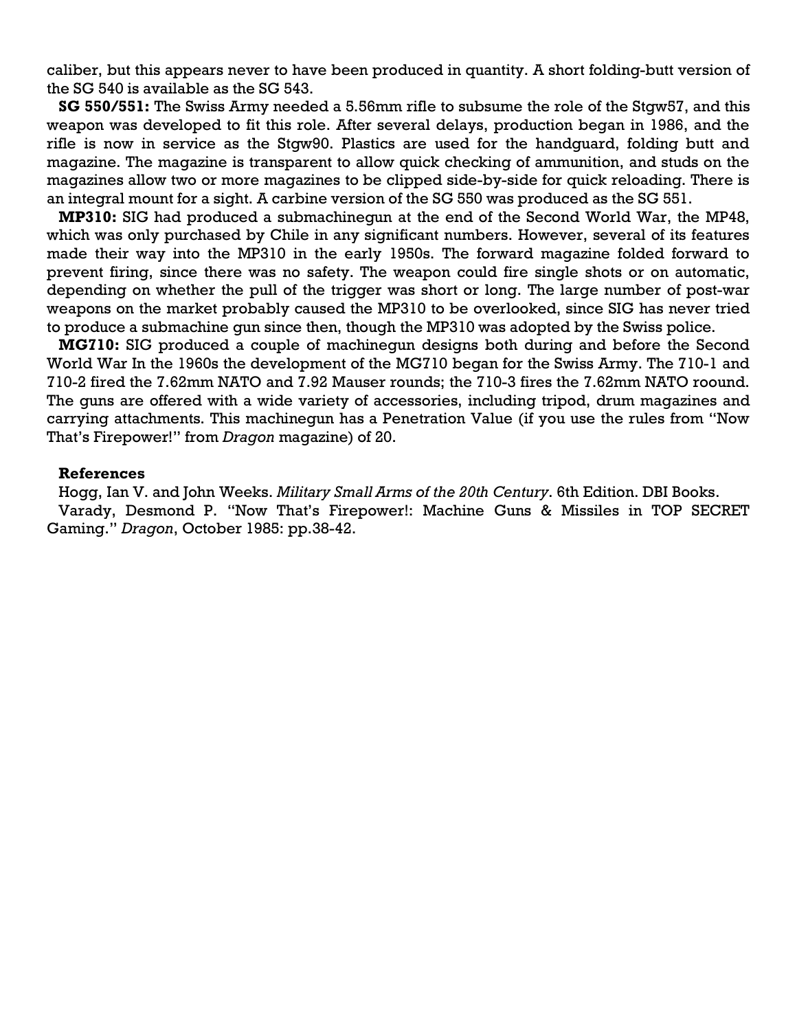caliber, but this appears never to have been produced in quantity. A short folding-butt version of the SG 540 is available as the SG 543.

**SG 550/551:** The Swiss Army needed a 5.56mm rifle to subsume the role of the Stgw57, and this weapon was developed to fit this role. After several delays, production began in 1986, and the rifle is now in service as the Stgw90. Plastics are used for the handguard, folding butt and magazine. The magazine is transparent to allow quick checking of ammunition, and studs on the magazines allow two or more magazines to be clipped side-by-side for quick reloading. There is an integral mount for a sight. A carbine version of the SG 550 was produced as the SG 551.

**MP310:** SIG had produced a submachinegun at the end of the Second World War, the MP48, which was only purchased by Chile in any significant numbers. However, several of its features made their way into the MP310 in the early 1950s. The forward magazine folded forward to prevent firing, since there was no safety. The weapon could fire single shots or on automatic, depending on whether the pull of the trigger was short or long. The large number of post-war weapons on the market probably caused the MP310 to be overlooked, since SIG has never tried to produce a submachine gun since then, though the MP310 was adopted by the Swiss police.

**MG710:** SIG produced a couple of machinegun designs both during and before the Second World War In the 1960s the development of the MG710 began for the Swiss Army. The 710-1 and 710-2 fired the 7.62mm NATO and 7.92 Mauser rounds; the 710-3 fires the 7.62mm NATO roound. The guns are offered with a wide variety of accessories, including tripod, drum magazines and carrying attachments. This machinegun has a Penetration Value (if you use the rules from "Now That's Firepower!" from *Dragon* magazine) of 20.

**References**

Hogg, Ian V. and John Weeks. *Military Small Arms of the 20th Century*. 6th Edition. DBI Books.

Varady, Desmond P. "Now That's Firepower!: Machine Guns & Missiles in TOP SECRET Gaming." *Dragon*, October 1985: pp.38-42.